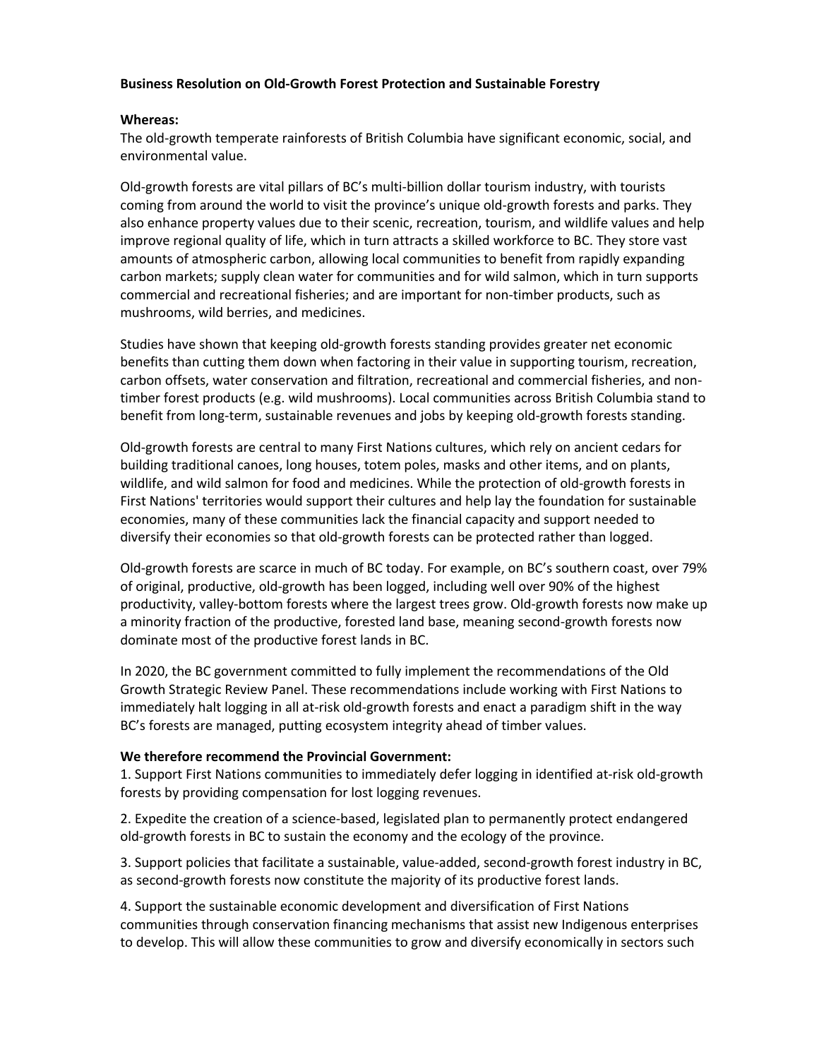**Business Resolution on Old-Growth Forest Protection and Sustainable Forestry**

**Whereas:**

The old-growth temperate rainforests of British Columbia have significant economic, social, and environmental value.

Old-growth forests are vital pillars of BC's multi-billion dollar tourism industry, with tourists coming from around the world to visit the province's unique old-growth forests and parks. They also enhance property values due to their scenic, recreation, tourism, and wildlife values and help improve regional quality of life, which in turn attracts a skilled workforce to BC. They store vast amounts of atmospheric carbon, allowing local communities to benefit from rapidly expanding carbon markets; supply clean water for communities and for wild salmon, which in turn supports commercial and recreational fisheries; and are important for non-timber products, such as mushrooms, wild berries, and medicines.

Studies have shown that keeping old-growth forests standing provides greater net economic benefits than cutting them down when factoring in their value in supporting tourism, recreation, carbon offsets, water conservation and filtration, recreational and commercial fisheries, and non-timber forest products (e.g. wild mushrooms). Local communities across British Columbia stand to benefit from long-term, sustainable revenues and jobs by keeping old-growth forests standing.

Old-growth forests are central to many First Nations cultures, which rely on ancient cedars for building traditional canoes, long houses, totem poles, masks and other items, and on plants, wildlife, and wild salmon for food and medicines. While the protection of old-growth forests in First Nations' territories would support their cultures and help lay the foundation for sustainable economies, many of these communities lack the financial capacity and support needed to diversify their economies so that old-growth forests can be protected rather than logged.

Old-growth forests are scarce in much of BC today. For example, on BC's southern coast, over 79% of original, productive, old-growth has been logged, including well over 90% of the highest productivity, valley-bottom forests where the largest trees grow. Old-growth forests now make up a minority fraction of the productive, forested land base, meaning second-growth forests now dominate most of the productive forest lands in BC.

In 2020, the BC government committed to fully implement the recommendations of the Old Growth Strategic Review Panel. These recommendations include working with First Nations to immediately halt logging in all at-risk old-growth forests and enact a paradigm shift in the way BC's forests are managed, putting ecosystem integrity ahead of timber values.

**We therefore recommend the Provincial Government:**

1. Support First Nations communities to immediately defer logging in identified at-risk old-growth forests by providing compensation for lost logging revenues.

2. Expedite the creation of a science-based, legislated plan to permanently protect endangered old-growth forests in BC to sustain the economy and the ecology of the province.

3. Support policies that facilitate a sustainable, value-added, second-growth forest industry in BC, as second-growth forests now constitute the majority of its productive forest lands.

4. Support the sustainable economic development and diversification of First Nations communities through conservation financing mechanisms that assist new Indigenous enterprises to develop. This will allow these communities to grow and diversify economically in sectors such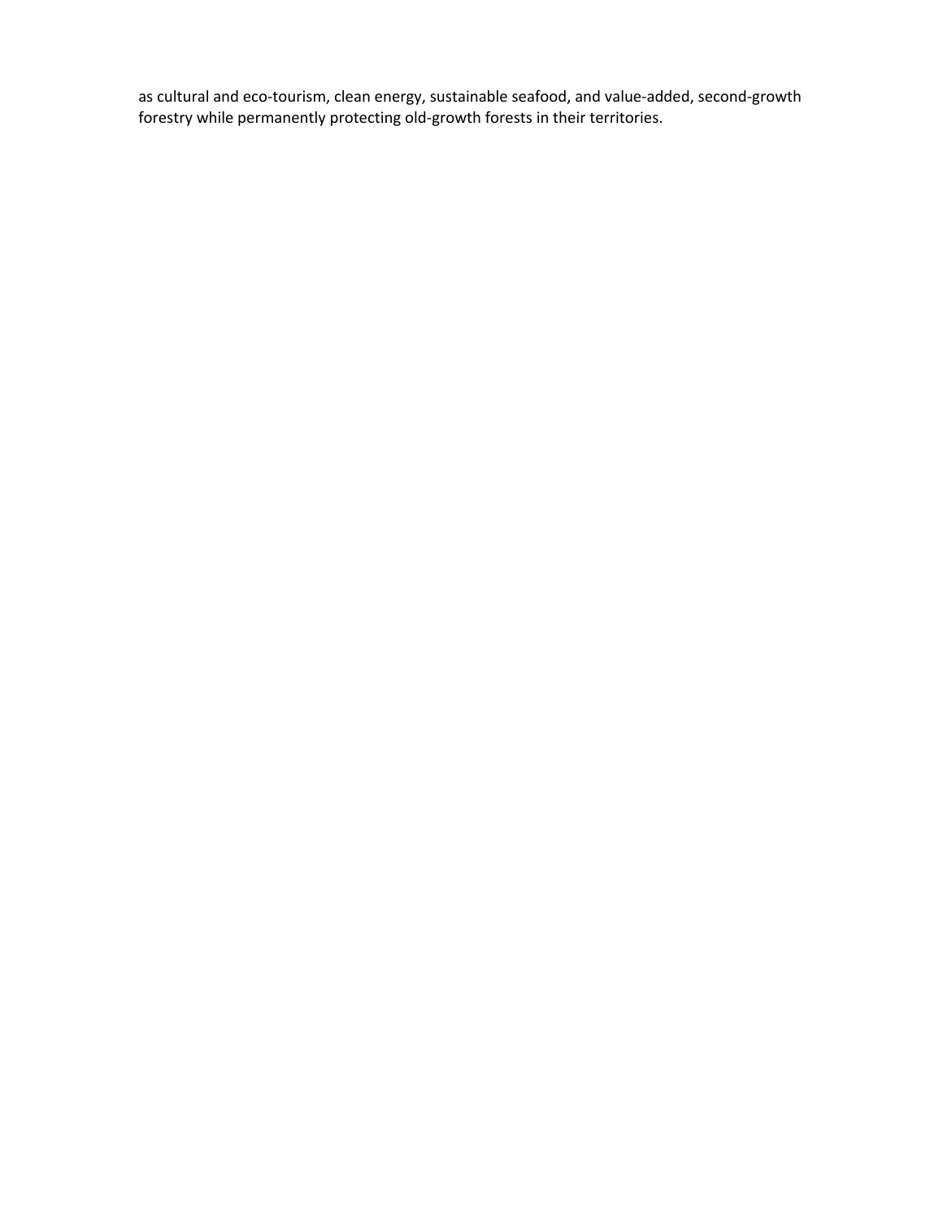as cultural and eco-tourism, clean energy, sustainable seafood, and value-added, second-growth forestry while permanently protecting old-growth forests in their territories.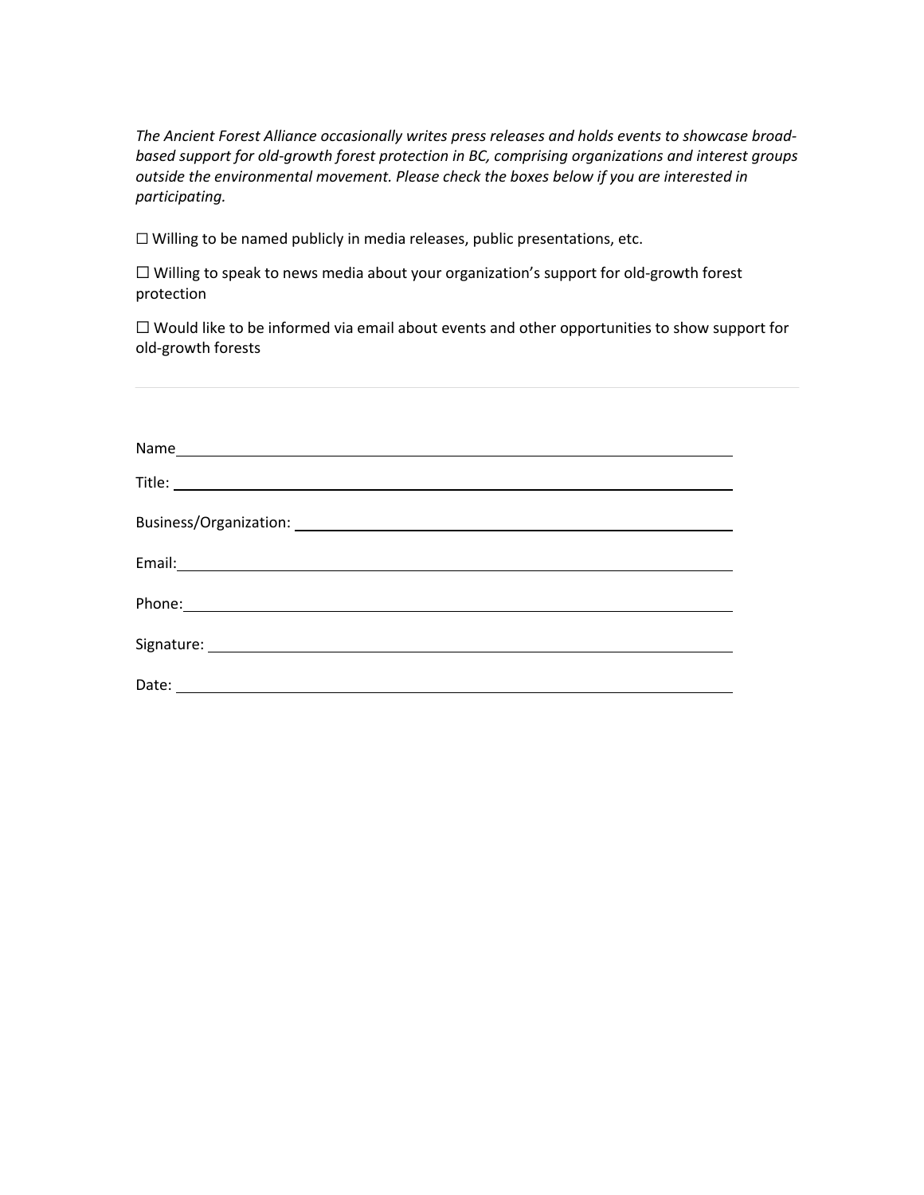*The Ancient Forest Alliance occasionally writes press releases and holds events to showcase broad-based support for old-growth forest protection in BC, comprising organizations and interest groups outside the environmental movement. Please check the boxes below if you are interested in participating.*

☐ Willing to be named publicly in media releases, public presentations, etc.

☐ Willing to speak to news media about your organization's support for old-growth forest protection

☐ Would like to be informed via email about events and other opportunities to show support for old-growth forests

---

Name\_\_\_\_\_\_\_\_\_\_\_\_\_\_\_\_\_\_\_\_\_\_\_\_\_\_\_\_\_\_\_\_\_\_\_\_\_\_\_\_\_\_\_\_\_\_\_\_\_\_\_\_\_\_\_\_\_\_\_\_

Title: \_\_\_\_\_\_\_\_\_\_\_\_\_\_\_\_\_\_\_\_\_\_\_\_\_\_\_\_\_\_\_\_\_\_\_\_\_\_\_\_\_\_\_\_\_\_\_\_\_\_\_\_\_\_\_\_\_\_\_

Business/Organization: \_\_\_\_\_\_\_\_\_\_\_\_\_\_\_\_\_\_\_\_\_\_\_\_\_\_\_\_\_\_\_\_\_\_\_\_\_\_\_\_\_\_\_\_\_

Email:\_\_\_\_\_\_\_\_\_\_\_\_\_\_\_\_\_\_\_\_\_\_\_\_\_\_\_\_\_\_\_\_\_\_\_\_\_\_\_\_\_\_\_\_\_\_\_\_\_\_\_\_\_\_\_\_\_\_\_

Phone:\_\_\_\_\_\_\_\_\_\_\_\_\_\_\_\_\_\_\_\_\_\_\_\_\_\_\_\_\_\_\_\_\_\_\_\_\_\_\_\_\_\_\_\_\_\_\_\_\_\_\_\_\_\_\_\_\_\_

Signature: \_\_\_\_\_\_\_\_\_\_\_\_\_\_\_\_\_\_\_\_\_\_\_\_\_\_\_\_\_\_\_\_\_\_\_\_\_\_\_\_\_\_\_\_\_\_\_\_\_\_\_\_\_\_

Date: \_\_\_\_\_\_\_\_\_\_\_\_\_\_\_\_\_\_\_\_\_\_\_\_\_\_\_\_\_\_\_\_\_\_\_\_\_\_\_\_\_\_\_\_\_\_\_\_\_\_\_\_\_\_\_\_\_\_\_